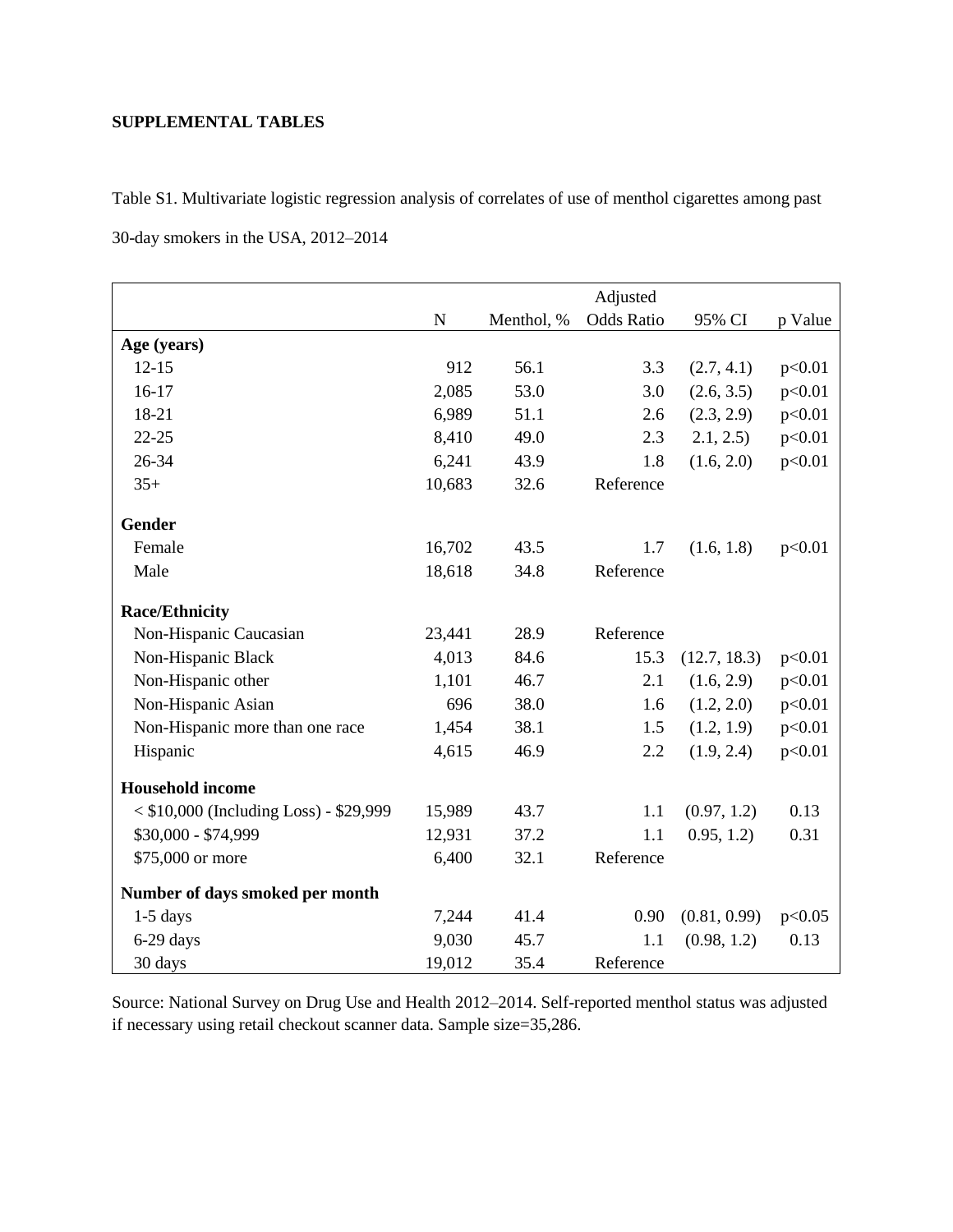**SUPPLEMENTAL TABLES**

Table S1. Multivariate logistic regression analysis of correlates of use of menthol cigarettes among past 30-day smokers in the USA, 2012–2014

| | N | Menthol, % | Adjusted Odds Ratio | 95% CI | p Value |
|---|---|---|---|---|---|
| **Age (years)** | | | | | |
| 12-15 | 912 | 56.1 | 3.3 | (2.7, 4.1) | p<0.01 |
| 16-17 | 2,085 | 53.0 | 3.0 | (2.6, 3.5) | p<0.01 |
| 18-21 | 6,989 | 51.1 | 2.6 | (2.3, 2.9) | p<0.01 |
| 22-25 | 8,410 | 49.0 | 2.3 | 2.1, 2.5) | p<0.01 |
| 26-34 | 6,241 | 43.9 | 1.8 | (1.6, 2.0) | p<0.01 |
| 35+ | 10,683 | 32.6 | Reference | | |
| **Gender** | | | | | |
| Female | 16,702 | 43.5 | 1.7 | (1.6, 1.8) | p<0.01 |
| Male | 18,618 | 34.8 | Reference | | |
| **Race/Ethnicity** | | | | | |
| Non-Hispanic Caucasian | 23,441 | 28.9 | Reference | | |
| Non-Hispanic Black | 4,013 | 84.6 | 15.3 | (12.7, 18.3) | p<0.01 |
| Non-Hispanic other | 1,101 | 46.7 | 2.1 | (1.6, 2.9) | p<0.01 |
| Non-Hispanic Asian | 696 | 38.0 | 1.6 | (1.2, 2.0) | p<0.01 |
| Non-Hispanic more than one race | 1,454 | 38.1 | 1.5 | (1.2, 1.9) | p<0.01 |
| Hispanic | 4,615 | 46.9 | 2.2 | (1.9, 2.4) | p<0.01 |
| **Household income** | | | | | |
| < $10,000 (Including Loss) - $29,999 | 15,989 | 43.7 | 1.1 | (0.97, 1.2) | 0.13 |
| $30,000 - $74,999 | 12,931 | 37.2 | 1.1 | 0.95, 1.2) | 0.31 |
| $75,000 or more | 6,400 | 32.1 | Reference | | |
| **Number of days smoked per month** | | | | | |
| 1-5 days | 7,244 | 41.4 | 0.90 | (0.81, 0.99) | p<0.05 |
| 6-29 days | 9,030 | 45.7 | 1.1 | (0.98, 1.2) | 0.13 |
| 30 days | 19,012 | 35.4 | Reference | | |

Source: National Survey on Drug Use and Health 2012–2014. Self-reported menthol status was adjusted if necessary using retail checkout scanner data. Sample size=35,286.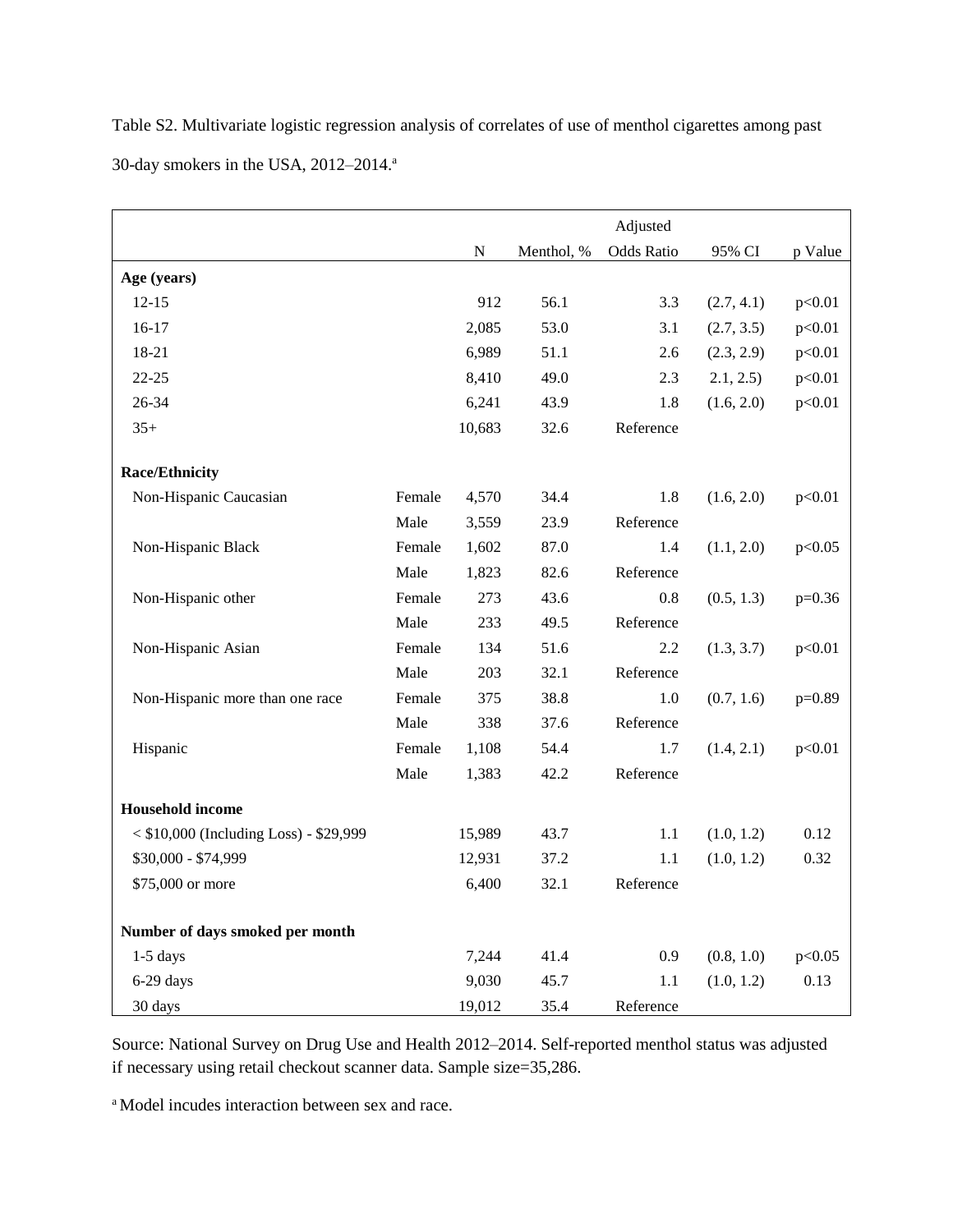Table S2. Multivariate logistic regression analysis of correlates of use of menthol cigarettes among past 30-day smokers in the USA, 2012–2014.[a]

| | | N | Menthol, % | Adjusted Odds Ratio | 95% CI | p Value |
|---|---|---|---|---|---|---|
| **Age (years)** | | | | | | |
| 12-15 | | 912 | 56.1 | 3.3 | (2.7, 4.1) | p<0.01 |
| 16-17 | | 2,085 | 53.0 | 3.1 | (2.7, 3.5) | p<0.01 |
| 18-21 | | 6,989 | 51.1 | 2.6 | (2.3, 2.9) | p<0.01 |
| 22-25 | | 8,410 | 49.0 | 2.3 | 2.1, 2.5) | p<0.01 |
| 26-34 | | 6,241 | 43.9 | 1.8 | (1.6, 2.0) | p<0.01 |
| 35+ | | 10,683 | 32.6 | Reference | | |
| **Race/Ethnicity** | | | | | | |
| Non-Hispanic Caucasian | Female | 4,570 | 34.4 | 1.8 | (1.6, 2.0) | p<0.01 |
| | Male | 3,559 | 23.9 | Reference | | |
| Non-Hispanic Black | Female | 1,602 | 87.0 | 1.4 | (1.1, 2.0) | p<0.05 |
| | Male | 1,823 | 82.6 | Reference | | |
| Non-Hispanic other | Female | 273 | 43.6 | 0.8 | (0.5, 1.3) | p=0.36 |
| | Male | 233 | 49.5 | Reference | | |
| Non-Hispanic Asian | Female | 134 | 51.6 | 2.2 | (1.3, 3.7) | p<0.01 |
| | Male | 203 | 32.1 | Reference | | |
| Non-Hispanic more than one race | Female | 375 | 38.8 | 1.0 | (0.7, 1.6) | p=0.89 |
| | Male | 338 | 37.6 | Reference | | |
| Hispanic | Female | 1,108 | 54.4 | 1.7 | (1.4, 2.1) | p<0.01 |
| | Male | 1,383 | 42.2 | Reference | | |
| **Household income** | | | | | | |
| < $10,000 (Including Loss) - $29,999 | | 15,989 | 43.7 | 1.1 | (1.0, 1.2) | 0.12 |
| $30,000 - $74,999 | | 12,931 | 37.2 | 1.1 | (1.0, 1.2) | 0.32 |
| $75,000 or more | | 6,400 | 32.1 | Reference | | |
| **Number of days smoked per month** | | | | | | |
| 1-5 days | | 7,244 | 41.4 | 0.9 | (0.8, 1.0) | p<0.05 |
| 6-29 days | | 9,030 | 45.7 | 1.1 | (1.0, 1.2) | 0.13 |
| 30 days | | 19,012 | 35.4 | Reference | | |

Source: National Survey on Drug Use and Health 2012–2014. Self-reported menthol status was adjusted if necessary using retail checkout scanner data. Sample size=35,286.

[a] Model incudes interaction between sex and race.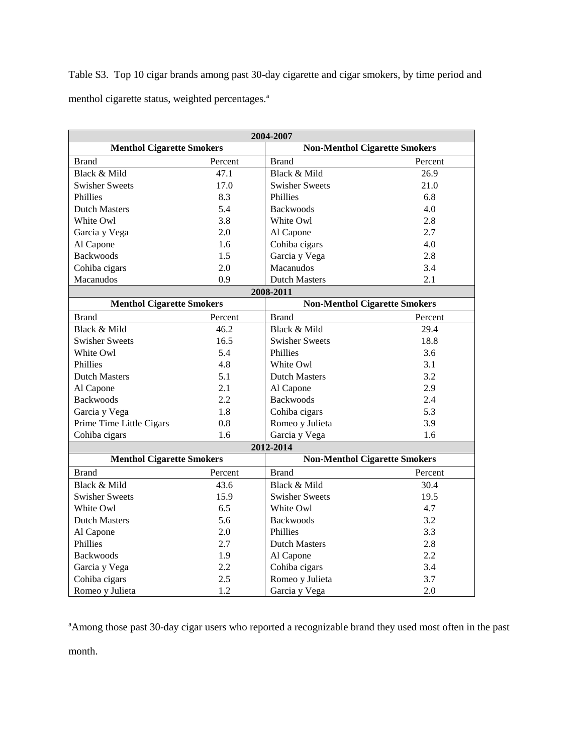Table S3. Top 10 cigar brands among past 30-day cigarette and cigar smokers, by time period and menthol cigarette status, weighted percentages.[a]

| **2004-2007** | | | |
|---|---|---|---|
| **Menthol Cigarette Smokers** | | **Non-Menthol Cigarette Smokers** | |
| Brand | Percent | Brand | Percent |
| Black & Mild | 47.1 | Black & Mild | 26.9 |
| Swisher Sweets | 17.0 | Swisher Sweets | 21.0 |
| Phillies | 8.3 | Phillies | 6.8 |
| Dutch Masters | 5.4 | Backwoods | 4.0 |
| White Owl | 3.8 | White Owl | 2.8 |
| Garcia y Vega | 2.0 | Al Capone | 2.7 |
| Al Capone | 1.6 | Cohiba cigars | 4.0 |
| Backwoods | 1.5 | Garcia y Vega | 2.8 |
| Cohiba cigars | 2.0 | Macanudos | 3.4 |
| Macanudos | 0.9 | Dutch Masters | 2.1 |
| **2008-2011** | | | |
| **Menthol Cigarette Smokers** | | **Non-Menthol Cigarette Smokers** | |
| Brand | Percent | Brand | Percent |
| Black & Mild | 46.2 | Black & Mild | 29.4 |
| Swisher Sweets | 16.5 | Swisher Sweets | 18.8 |
| White Owl | 5.4 | Phillies | 3.6 |
| Phillies | 4.8 | White Owl | 3.1 |
| Dutch Masters | 5.1 | Dutch Masters | 3.2 |
| Al Capone | 2.1 | Al Capone | 2.9 |
| Backwoods | 2.2 | Backwoods | 2.4 |
| Garcia y Vega | 1.8 | Cohiba cigars | 5.3 |
| Prime Time Little Cigars | 0.8 | Romeo y Julieta | 3.9 |
| Cohiba cigars | 1.6 | Garcia y Vega | 1.6 |
| **2012-2014** | | | |
| **Menthol Cigarette Smokers** | | **Non-Menthol Cigarette Smokers** | |
| Brand | Percent | Brand | Percent |
| Black & Mild | 43.6 | Black & Mild | 30.4 |
| Swisher Sweets | 15.9 | Swisher Sweets | 19.5 |
| White Owl | 6.5 | White Owl | 4.7 |
| Dutch Masters | 5.6 | Backwoods | 3.2 |
| Al Capone | 2.0 | Phillies | 3.3 |
| Phillies | 2.7 | Dutch Masters | 2.8 |
| Backwoods | 1.9 | Al Capone | 2.2 |
| Garcia y Vega | 2.2 | Cohiba cigars | 3.4 |
| Cohiba cigars | 2.5 | Romeo y Julieta | 3.7 |
| Romeo y Julieta | 1.2 | Garcia y Vega | 2.0 |

[a]Among those past 30-day cigar users who reported a recognizable brand they used most often in the past month.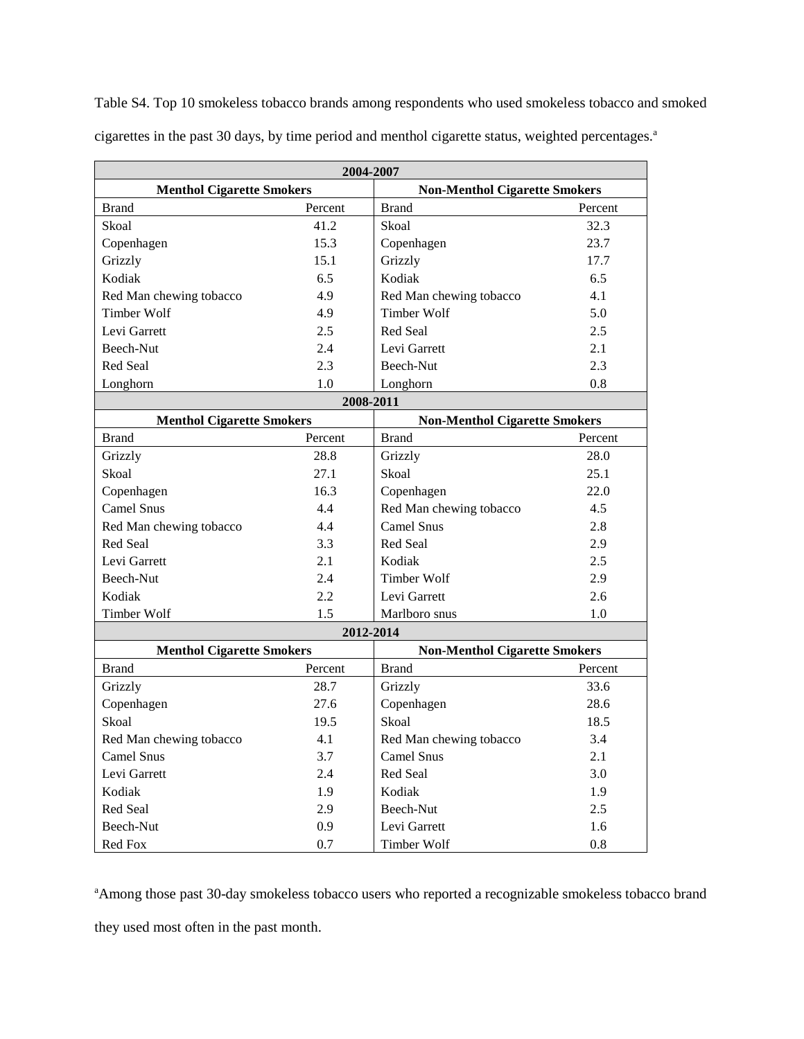Table S4. Top 10 smokeless tobacco brands among respondents who used smokeless tobacco and smoked cigarettes in the past 30 days, by time period and menthol cigarette status, weighted percentages.[a]

| 2004-2007 | | | |
|---|---|---|---|
| **Menthol Cigarette Smokers** | | **Non-Menthol Cigarette Smokers** | |
| Brand | Percent | Brand | Percent |
| Skoal | 41.2 | Skoal | 32.3 |
| Copenhagen | 15.3 | Copenhagen | 23.7 |
| Grizzly | 15.1 | Grizzly | 17.7 |
| Kodiak | 6.5 | Kodiak | 6.5 |
| Red Man chewing tobacco | 4.9 | Red Man chewing tobacco | 4.1 |
| Timber Wolf | 4.9 | Timber Wolf | 5.0 |
| Levi Garrett | 2.5 | Red Seal | 2.5 |
| Beech-Nut | 2.4 | Levi Garrett | 2.1 |
| Red Seal | 2.3 | Beech-Nut | 2.3 |
| Longhorn | 1.0 | Longhorn | 0.8 |
| **2008-2011** | | | |
| **Menthol Cigarette Smokers** | | **Non-Menthol Cigarette Smokers** | |
| Brand | Percent | Brand | Percent |
| Grizzly | 28.8 | Grizzly | 28.0 |
| Skoal | 27.1 | Skoal | 25.1 |
| Copenhagen | 16.3 | Copenhagen | 22.0 |
| Camel Snus | 4.4 | Red Man chewing tobacco | 4.5 |
| Red Man chewing tobacco | 4.4 | Camel Snus | 2.8 |
| Red Seal | 3.3 | Red Seal | 2.9 |
| Levi Garrett | 2.1 | Kodiak | 2.5 |
| Beech-Nut | 2.4 | Timber Wolf | 2.9 |
| Kodiak | 2.2 | Levi Garrett | 2.6 |
| Timber Wolf | 1.5 | Marlboro snus | 1.0 |
| **2012-2014** | | | |
| **Menthol Cigarette Smokers** | | **Non-Menthol Cigarette Smokers** | |
| Brand | Percent | Brand | Percent |
| Grizzly | 28.7 | Grizzly | 33.6 |
| Copenhagen | 27.6 | Copenhagen | 28.6 |
| Skoal | 19.5 | Skoal | 18.5 |
| Red Man chewing tobacco | 4.1 | Red Man chewing tobacco | 3.4 |
| Camel Snus | 3.7 | Camel Snus | 2.1 |
| Levi Garrett | 2.4 | Red Seal | 3.0 |
| Kodiak | 1.9 | Kodiak | 1.9 |
| Red Seal | 2.9 | Beech-Nut | 2.5 |
| Beech-Nut | 0.9 | Levi Garrett | 1.6 |
| Red Fox | 0.7 | Timber Wolf | 0.8 |

[a]Among those past 30-day smokeless tobacco users who reported a recognizable smokeless tobacco brand they used most often in the past month.